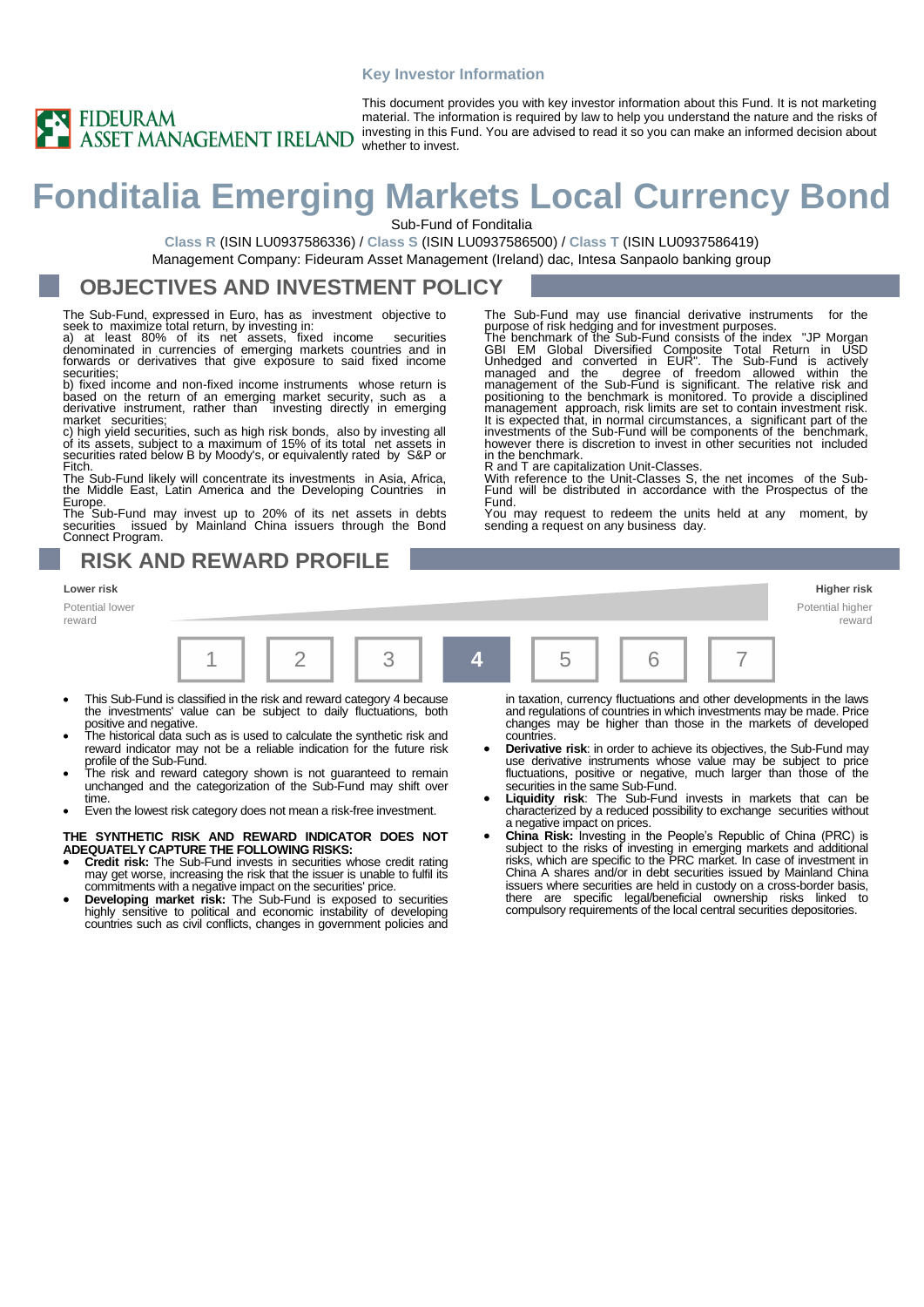**Key Investor Information**

FIDEURAM ASSET MANAGEMENT IRELAND

This document provides you with key investor information about this Fund. It is not marketing material. The information is required by law to help you understand the nature and the risks of investing in this Fund. You are advised to read it so you can make an informed decision about whether to invest.

# Fonditalia Emerging Markets Local Currency Bond

Sub-Fund of Fonditalia

**Class R** (ISIN LU0937586336) / **Class S** (ISIN LU0937586500) / **Class T** (ISIN LU0937586419)

Management Company: Fideuram Asset Management (Ireland) dac, Intesa Sanpaolo banking group

## OBJECTIVES AND INVESTMENT POLICY

The Sub-Fund, expressed in Euro, has as investment objective to seek to maximize total return, by investing in:
a) at least 80% of its net assets, fixed income securities denominated in currencies of emerging markets countries and in forwards or derivatives that give exposure to said fixed income securities;
b) fixed income and non-fixed income instruments whose return is based on the return of an emerging market security, such as a derivative instrument, rather than investing directly in emerging market securities;
c) high yield securities, such as high risk bonds, also by investing all of its assets, subject to a maximum of 15% of its total net assets in securities rated below B by Moody's, or equivalently rated by S&P or Fitch.
The Sub-Fund likely will concentrate its investments in Asia, Africa, the Middle East, Latin America and the Developing Countries in Europe.
The Sub-Fund may invest up to 20% of its net assets in debts securities issued by Mainland China issuers through the Bond Connect Program.

The Sub-Fund may use financial derivative instruments for the purpose of risk hedging and for investment purposes.
The benchmark of the Sub-Fund consists of the index "JP Morgan GBI EM Global Diversified Composite Total Return in USD Unhedged and converted in EUR". The Sub-Fund is actively managed and the degree of freedom allowed within the management of the Sub-Fund is significant. The relative risk and positioning to the benchmark is monitored. To provide a disciplined management approach, risk limits are set to contain investment risk. It is expected that, in normal circumstances, a significant part of the investments of the Sub-Fund will be components of the benchmark, however there is discretion to invest in other securities not included in the benchmark.
R and T are capitalization Unit-Classes.
With reference to the Unit-Classes S, the net incomes of the Sub-Fund will be distributed in accordance with the Prospectus of the Fund.
You may request to redeem the units held at any moment, by sending a request on any business day.

## RISK AND REWARD PROFILE

**Lower risk** — Potential lower reward | **Higher risk** — Potential higher reward

| 1 | 2 | 3 | **4** | 5 | 6 | 7 |
|---|---|---|---|---|---|---|

- This Sub-Fund is classified in the risk and reward category 4 because the investments' value can be subject to daily fluctuations, both positive and negative.
- The historical data such as is used to calculate the synthetic risk and reward indicator may not be a reliable indication for the future risk profile of the Sub-Fund.
- The risk and reward category shown is not guaranteed to remain unchanged and the categorization of the Sub-Fund may shift over time.
- Even the lowest risk category does not mean a risk-free investment.

**THE SYNTHETIC RISK AND REWARD INDICATOR DOES NOT ADEQUATELY CAPTURE THE FOLLOWING RISKS:**

- **Credit risk:** The Sub-Fund invests in securities whose credit rating may get worse, increasing the risk that the issuer is unable to fulfil its commitments with a negative impact on the securities' price.
- **Developing market risk:** The Sub-Fund is exposed to securities highly sensitive to political and economic instability of developing countries such as civil conflicts, changes in government policies and in taxation, currency fluctuations and other developments in the laws and regulations of countries in which investments may be made. Price changes may be higher than those in the markets of developed countries.
- **Derivative risk**: in order to achieve its objectives, the Sub-Fund may use derivative instruments whose value may be subject to price fluctuations, positive or negative, much larger than those of the securities in the same Sub-Fund.
- **Liquidity risk**: The Sub-Fund invests in markets that can be characterized by a reduced possibility to exchange securities without a negative impact on prices.
- **China Risk:** Investing in the People's Republic of China (PRC) is subject to the risks of investing in emerging markets and additional risks, which are specific to the PRC market. In case of investment in China A shares and/or in debt securities issued by Mainland China issuers where securities are held in custody on a cross-border basis, there are specific legal/beneficial ownership risks linked to compulsory requirements of the local central securities depositories.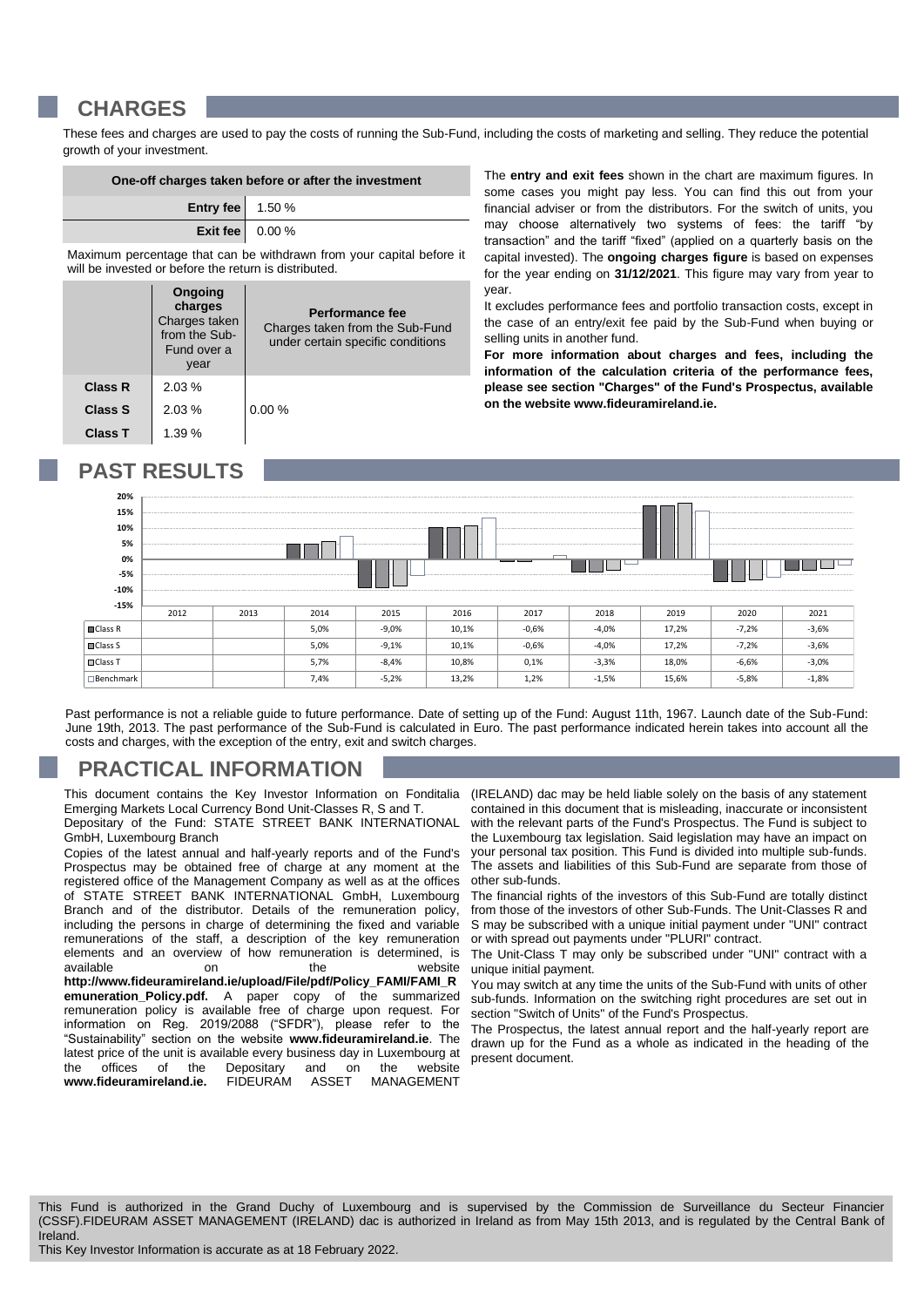## CHARGES

These fees and charges are used to pay the costs of running the Sub-Fund, including the costs of marketing and selling. They reduce the potential growth of your investment.

| One-off charges taken before or after the investment | |
|---|---|
| **Entry fee** | 1.50 % |
| **Exit fee** | 0.00 % |

Maximum percentage that can be withdrawn from your capital before it will be invested or before the return is distributed.

| | **Ongoing charges** Charges taken from the Sub-Fund over a year | **Performance fee** Charges taken from the Sub-Fund under certain specific conditions |
|---|---|---|
| **Class R** | 2.03 % | |
| **Class S** | 2.03 % | 0.00 % |
| **Class T** | 1.39 % | |

The **entry and exit fees** shown in the chart are maximum figures. In some cases you might pay less. You can find this out from your financial adviser or from the distributors. For the switch of units, you may choose alternatively two systems of fees: the tariff "by transaction" and the tariff "fixed" (applied on a quarterly basis on the capital invested). The **ongoing charges figure** is based on expenses for the year ending on **31/12/2021**. This figure may vary from year to year.

It excludes performance fees and portfolio transaction costs, except in the case of an entry/exit fee paid by the Sub-Fund when buying or selling units in another fund.

**For more information about charges and fees, including the information of the calculation criteria of the performance fees, please see section "Charges" of the Fund's Prospectus, available on the website www.fideuramireland.ie.**

## PAST RESULTS

20%
15%
10%
5%
0%
-5%
-10%
-15%

2012 2013 2014 2015 2016 2017 2018 2019 2020 2021

Class R: 5,0% -9,0% 10,1% -0,6% -4,0% 17,2% -7,2% -3,6%

Class S: 5,0% -9,1% 10,1% -0,6% -4,0% 17,2% -7,2% -3,6%

Class T: 5,7% -8,4% 10,8% 0,1% -3,3% 18,0% -6,6% -3,0%

Benchmark: 7,4% -5,2% 13,2% 1,2% -1,5% 15,6% -5,8% -1,8%

Past performance is not a reliable guide to future performance. Date of setting up of the Fund: August 11th, 1967. Launch date of the Sub-Fund: June 19th, 2013. The past performance of the Sub-Fund is calculated in Euro. The past performance indicated herein takes into account all the costs and charges, with the exception of the entry, exit and switch charges.

## PRACTICAL INFORMATION

This document contains the Key Investor Information on Fonditalia Emerging Markets Local Currency Bond Unit-Classes R, S and T.

Depositary of the Fund: STATE STREET BANK INTERNATIONAL GmbH, Luxembourg Branch

Copies of the latest annual and half-yearly reports and of the Fund's Prospectus may be obtained free of charge at any moment at the registered office of the Management Company as well as at the offices of STATE STREET BANK INTERNATIONAL GmbH, Luxembourg Branch and of the distributor. Details of the remuneration policy, including the persons in charge of determining the fixed and variable remunerations of the staff, a description of the key remuneration elements and an overview of how remuneration is determined, is available on the website **http://www.fideuramireland.ie/upload/File/pdf/Policy_FAMI/FAMI_Remuneration_Policy.pdf.** A paper copy of the summarized remuneration policy is available free of charge upon request. For information on Reg. 2019/2088 ("SFDR"), please refer to the "Sustainability" section on the website **www.fideuramireland.ie**. The latest price of the unit is available every business day in Luxembourg at the offices of the Depositary and on the website **www.fideuramireland.ie.** FIDEURAM ASSET MANAGEMENT (IRELAND) dac may be held liable solely on the basis of any statement contained in this document that is misleading, inaccurate or inconsistent with the relevant parts of the Fund's Prospectus. The Fund is subject to the Luxembourg tax legislation. Said legislation may have an impact on your personal tax position. This Fund is divided into multiple sub-funds. The assets and liabilities of this Sub-Fund are separate from those of other sub-funds.

The financial rights of the investors of this Sub-Fund are totally distinct from those of the investors of other Sub-Funds. The Unit-Classes R and S may be subscribed with a unique initial payment under "UNI" contract or with spread out payments under "PLURI" contract.

The Unit-Class T may only be subscribed under "UNI" contract with a unique initial payment.

You may switch at any time the units of the Sub-Fund with units of other sub-funds. Information on the switching right procedures are set out in section "Switch of Units" of the Fund's Prospectus.

The Prospectus, the latest annual report and the half-yearly report are drawn up for the Fund as a whole as indicated in the heading of the present document.

This Fund is authorized in the Grand Duchy of Luxembourg and is supervised by the Commission de Surveillance du Secteur Financier (CSSF).FIDEURAM ASSET MANAGEMENT (IRELAND) dac is authorized in Ireland as from May 15th 2013, and is regulated by the Central Bank of Ireland.

This Key Investor Information is accurate as at 18 February 2022.